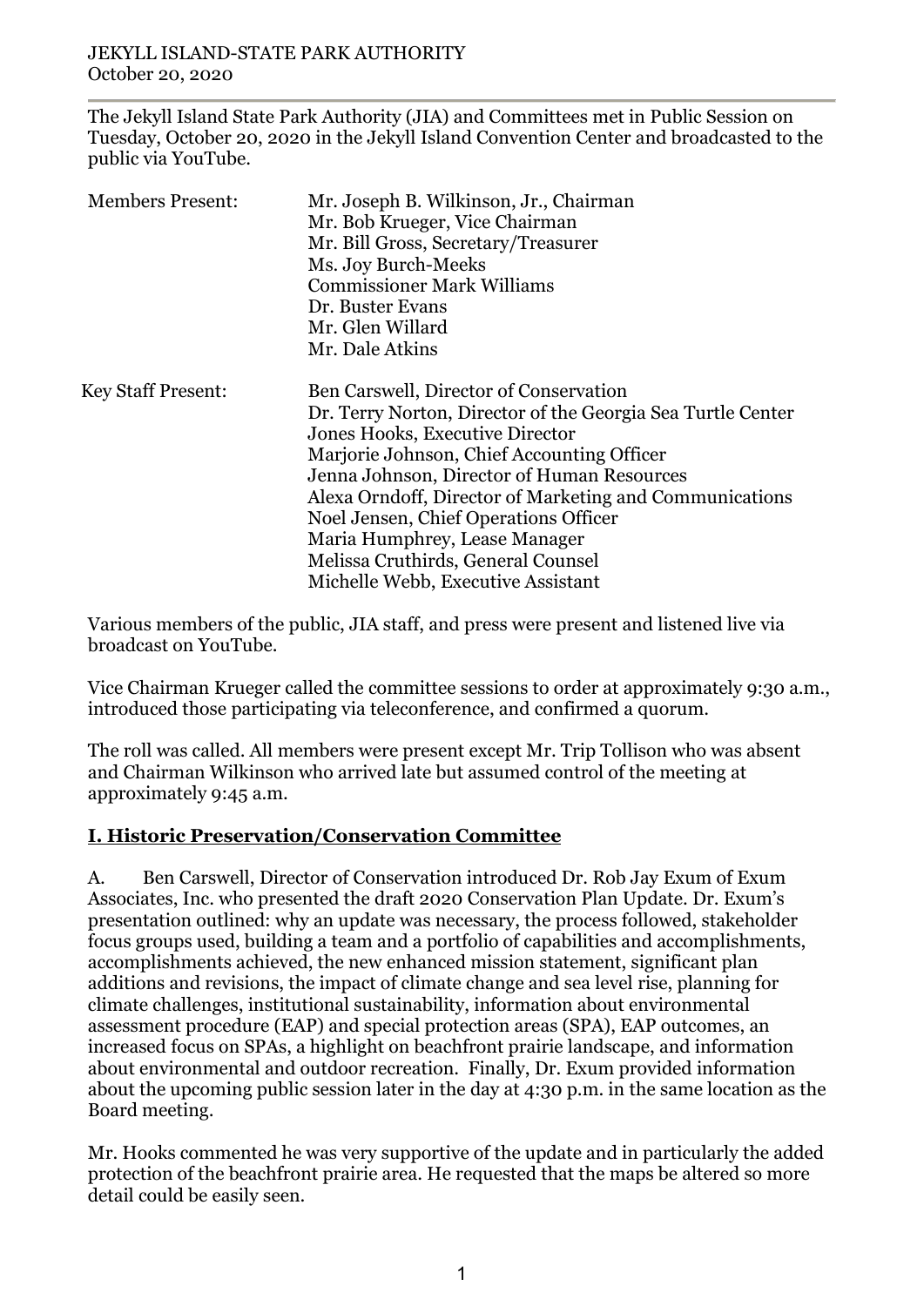JEKYLL ISLAND-STATE PARK AUTHORITY
October 20, 2020

The Jekyll Island State Park Authority (JIA) and Committees met in Public Session on Tuesday, October 20, 2020 in the Jekyll Island Convention Center and broadcasted to the public via YouTube.

| | |
|---|---|
| Members Present: | Mr. Joseph B. Wilkinson, Jr., Chairman<br>Mr. Bob Krueger, Vice Chairman<br>Mr. Bill Gross, Secretary/Treasurer<br>Ms. Joy Burch-Meeks<br>Commissioner Mark Williams<br>Dr. Buster Evans<br>Mr. Glen Willard<br>Mr. Dale Atkins |
| Key Staff Present: | Ben Carswell, Director of Conservation<br>Dr. Terry Norton, Director of the Georgia Sea Turtle Center<br>Jones Hooks, Executive Director<br>Marjorie Johnson, Chief Accounting Officer<br>Jenna Johnson, Director of Human Resources<br>Alexa Orndoff, Director of Marketing and Communications<br>Noel Jensen, Chief Operations Officer<br>Maria Humphrey, Lease Manager<br>Melissa Cruthirds, General Counsel<br>Michelle Webb, Executive Assistant |

Various members of the public, JIA staff, and press were present and listened live via broadcast on YouTube.

Vice Chairman Krueger called the committee sessions to order at approximately 9:30 a.m., introduced those participating via teleconference, and confirmed a quorum.

The roll was called. All members were present except Mr. Trip Tollison who was absent and Chairman Wilkinson who arrived late but assumed control of the meeting at approximately 9:45 a.m.

## I. Historic Preservation/Conservation Committee

A. Ben Carswell, Director of Conservation introduced Dr. Rob Jay Exum of Exum Associates, Inc. who presented the draft 2020 Conservation Plan Update. Dr. Exum's presentation outlined: why an update was necessary, the process followed, stakeholder focus groups used, building a team and a portfolio of capabilities and accomplishments, accomplishments achieved, the new enhanced mission statement, significant plan additions and revisions, the impact of climate change and sea level rise, planning for climate challenges, institutional sustainability, information about environmental assessment procedure (EAP) and special protection areas (SPA), EAP outcomes, an increased focus on SPAs, a highlight on beachfront prairie landscape, and information about environmental and outdoor recreation. Finally, Dr. Exum provided information about the upcoming public session later in the day at 4:30 p.m. in the same location as the Board meeting.

Mr. Hooks commented he was very supportive of the update and in particularly the added protection of the beachfront prairie area. He requested that the maps be altered so more detail could be easily seen.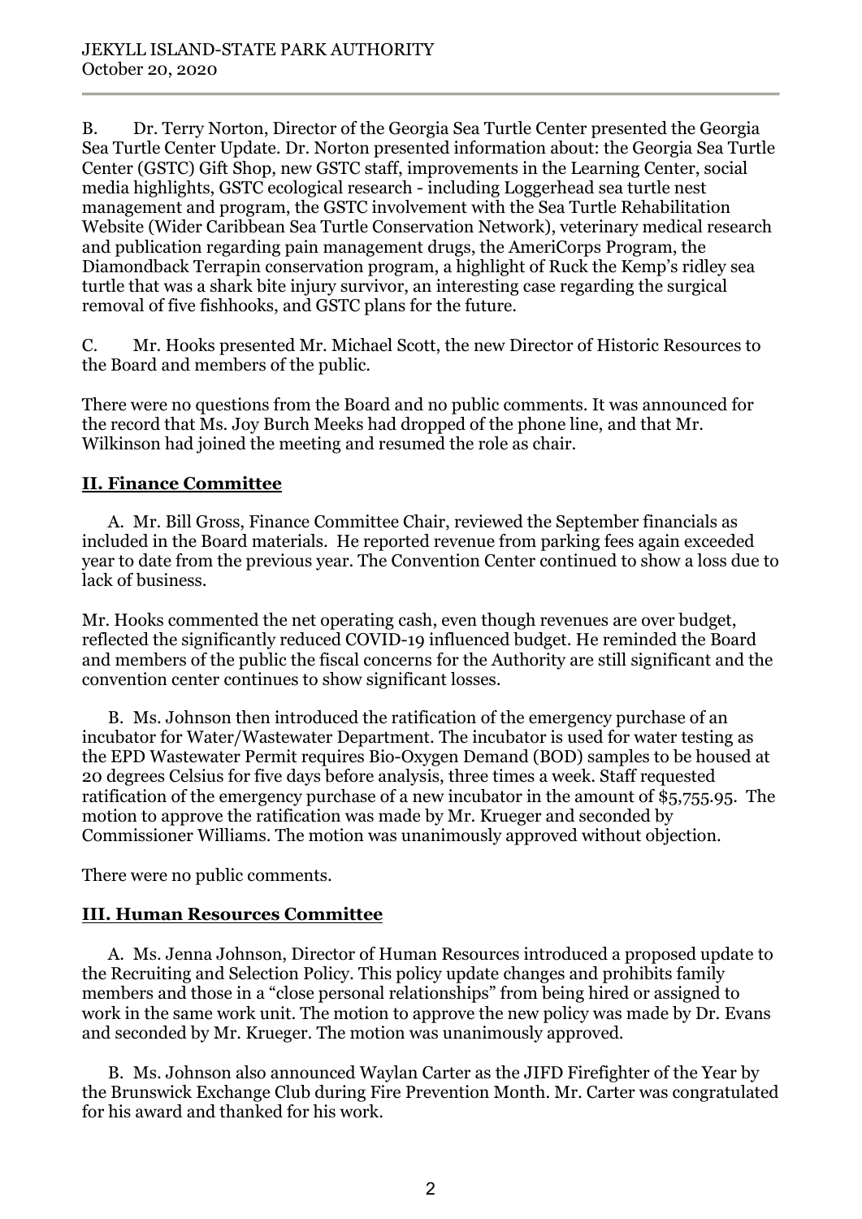B. Dr. Terry Norton, Director of the Georgia Sea Turtle Center presented the Georgia Sea Turtle Center Update. Dr. Norton presented information about: the Georgia Sea Turtle Center (GSTC) Gift Shop, new GSTC staff, improvements in the Learning Center, social media highlights, GSTC ecological research - including Loggerhead sea turtle nest management and program, the GSTC involvement with the Sea Turtle Rehabilitation Website (Wider Caribbean Sea Turtle Conservation Network), veterinary medical research and publication regarding pain management drugs, the AmeriCorps Program, the Diamondback Terrapin conservation program, a highlight of Ruck the Kemp's ridley sea turtle that was a shark bite injury survivor, an interesting case regarding the surgical removal of five fishhooks, and GSTC plans for the future.

C. Mr. Hooks presented Mr. Michael Scott, the new Director of Historic Resources to the Board and members of the public.

There were no questions from the Board and no public comments. It was announced for the record that Ms. Joy Burch Meeks had dropped of the phone line, and that Mr. Wilkinson had joined the meeting and resumed the role as chair.

## II. Finance Committee

A. Mr. Bill Gross, Finance Committee Chair, reviewed the September financials as included in the Board materials. He reported revenue from parking fees again exceeded year to date from the previous year. The Convention Center continued to show a loss due to lack of business.

Mr. Hooks commented the net operating cash, even though revenues are over budget, reflected the significantly reduced COVID-19 influenced budget. He reminded the Board and members of the public the fiscal concerns for the Authority are still significant and the convention center continues to show significant losses.

B. Ms. Johnson then introduced the ratification of the emergency purchase of an incubator for Water/Wastewater Department. The incubator is used for water testing as the EPD Wastewater Permit requires Bio-Oxygen Demand (BOD) samples to be housed at 20 degrees Celsius for five days before analysis, three times a week. Staff requested ratification of the emergency purchase of a new incubator in the amount of $5,755.95. The motion to approve the ratification was made by Mr. Krueger and seconded by Commissioner Williams. The motion was unanimously approved without objection.

There were no public comments.

## III. Human Resources Committee

A. Ms. Jenna Johnson, Director of Human Resources introduced a proposed update to the Recruiting and Selection Policy. This policy update changes and prohibits family members and those in a "close personal relationships" from being hired or assigned to work in the same work unit. The motion to approve the new policy was made by Dr. Evans and seconded by Mr. Krueger. The motion was unanimously approved.

B. Ms. Johnson also announced Waylan Carter as the JIFD Firefighter of the Year by the Brunswick Exchange Club during Fire Prevention Month. Mr. Carter was congratulated for his award and thanked for his work.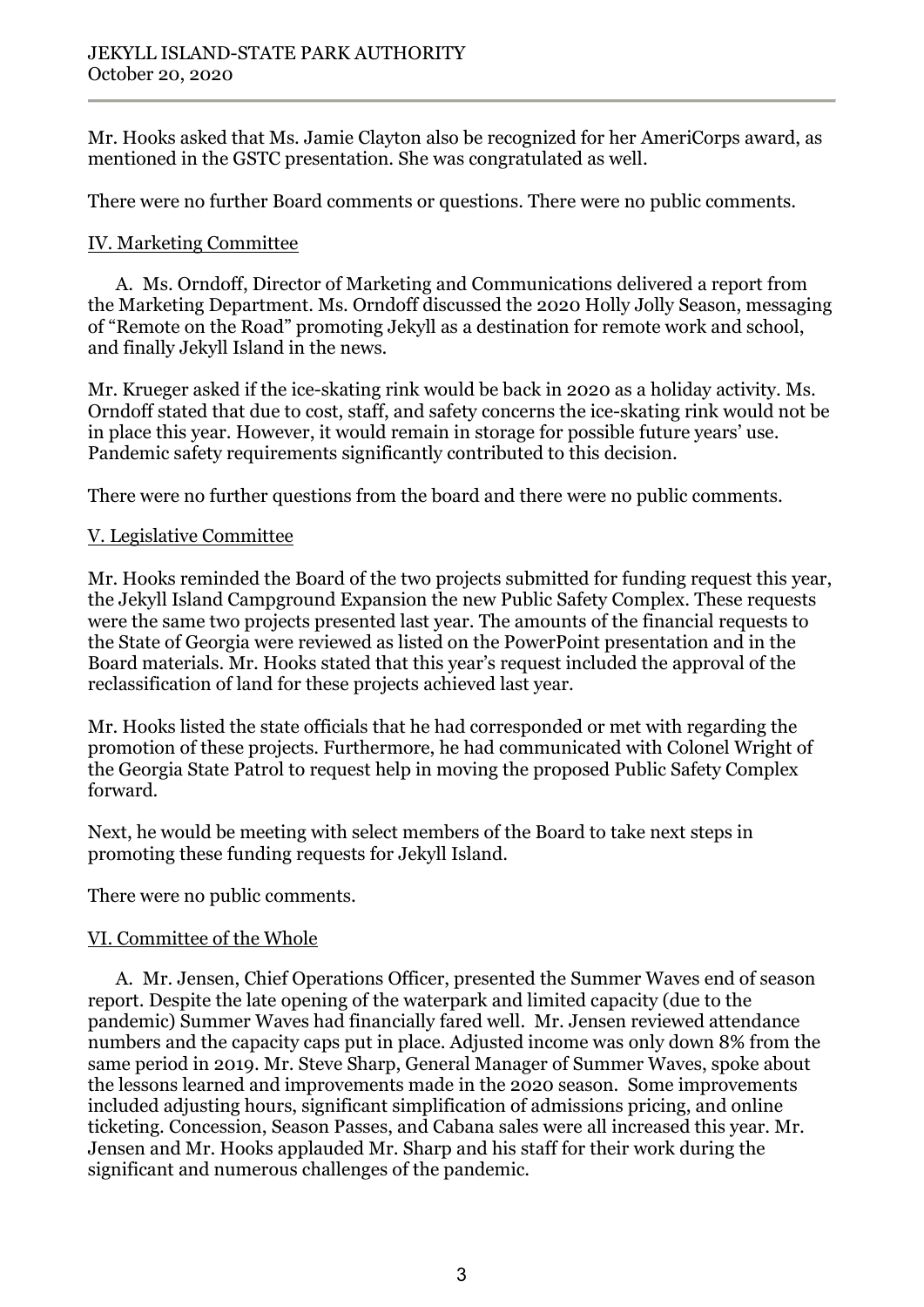Mr. Hooks asked that Ms. Jamie Clayton also be recognized for her AmeriCorps award, as mentioned in the GSTC presentation. She was congratulated as well.

There were no further Board comments or questions. There were no public comments.

## IV. Marketing Committee

A. Ms. Orndoff, Director of Marketing and Communications delivered a report from the Marketing Department. Ms. Orndoff discussed the 2020 Holly Jolly Season, messaging of "Remote on the Road" promoting Jekyll as a destination for remote work and school, and finally Jekyll Island in the news.

Mr. Krueger asked if the ice-skating rink would be back in 2020 as a holiday activity. Ms. Orndoff stated that due to cost, staff, and safety concerns the ice-skating rink would not be in place this year. However, it would remain in storage for possible future years' use. Pandemic safety requirements significantly contributed to this decision.

There were no further questions from the board and there were no public comments.

## V. Legislative Committee

Mr. Hooks reminded the Board of the two projects submitted for funding request this year, the Jekyll Island Campground Expansion the new Public Safety Complex. These requests were the same two projects presented last year. The amounts of the financial requests to the State of Georgia were reviewed as listed on the PowerPoint presentation and in the Board materials. Mr. Hooks stated that this year's request included the approval of the reclassification of land for these projects achieved last year.

Mr. Hooks listed the state officials that he had corresponded or met with regarding the promotion of these projects. Furthermore, he had communicated with Colonel Wright of the Georgia State Patrol to request help in moving the proposed Public Safety Complex forward.

Next, he would be meeting with select members of the Board to take next steps in promoting these funding requests for Jekyll Island.

There were no public comments.

## VI. Committee of the Whole

A. Mr. Jensen, Chief Operations Officer, presented the Summer Waves end of season report. Despite the late opening of the waterpark and limited capacity (due to the pandemic) Summer Waves had financially fared well. Mr. Jensen reviewed attendance numbers and the capacity caps put in place. Adjusted income was only down 8% from the same period in 2019. Mr. Steve Sharp, General Manager of Summer Waves, spoke about the lessons learned and improvements made in the 2020 season. Some improvements included adjusting hours, significant simplification of admissions pricing, and online ticketing. Concession, Season Passes, and Cabana sales were all increased this year. Mr. Jensen and Mr. Hooks applauded Mr. Sharp and his staff for their work during the significant and numerous challenges of the pandemic.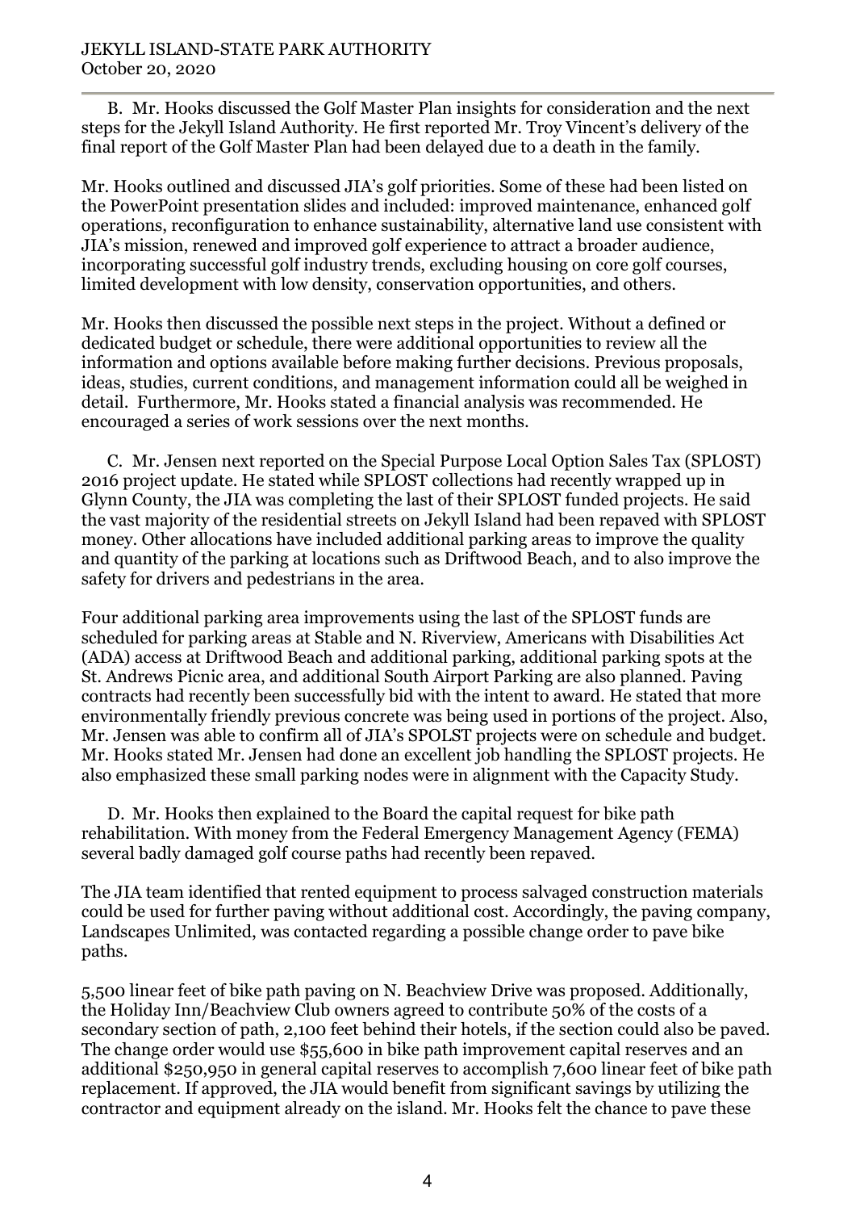B. Mr. Hooks discussed the Golf Master Plan insights for consideration and the next steps for the Jekyll Island Authority. He first reported Mr. Troy Vincent's delivery of the final report of the Golf Master Plan had been delayed due to a death in the family.

Mr. Hooks outlined and discussed JIA's golf priorities. Some of these had been listed on the PowerPoint presentation slides and included: improved maintenance, enhanced golf operations, reconfiguration to enhance sustainability, alternative land use consistent with JIA's mission, renewed and improved golf experience to attract a broader audience, incorporating successful golf industry trends, excluding housing on core golf courses, limited development with low density, conservation opportunities, and others.

Mr. Hooks then discussed the possible next steps in the project. Without a defined or dedicated budget or schedule, there were additional opportunities to review all the information and options available before making further decisions. Previous proposals, ideas, studies, current conditions, and management information could all be weighed in detail. Furthermore, Mr. Hooks stated a financial analysis was recommended. He encouraged a series of work sessions over the next months.

C. Mr. Jensen next reported on the Special Purpose Local Option Sales Tax (SPLOST) 2016 project update. He stated while SPLOST collections had recently wrapped up in Glynn County, the JIA was completing the last of their SPLOST funded projects. He said the vast majority of the residential streets on Jekyll Island had been repaved with SPLOST money. Other allocations have included additional parking areas to improve the quality and quantity of the parking at locations such as Driftwood Beach, and to also improve the safety for drivers and pedestrians in the area.

Four additional parking area improvements using the last of the SPLOST funds are scheduled for parking areas at Stable and N. Riverview, Americans with Disabilities Act (ADA) access at Driftwood Beach and additional parking, additional parking spots at the St. Andrews Picnic area, and additional South Airport Parking are also planned. Paving contracts had recently been successfully bid with the intent to award. He stated that more environmentally friendly previous concrete was being used in portions of the project. Also, Mr. Jensen was able to confirm all of JIA's SPOLST projects were on schedule and budget. Mr. Hooks stated Mr. Jensen had done an excellent job handling the SPLOST projects. He also emphasized these small parking nodes were in alignment with the Capacity Study.

D. Mr. Hooks then explained to the Board the capital request for bike path rehabilitation. With money from the Federal Emergency Management Agency (FEMA) several badly damaged golf course paths had recently been repaved.

The JIA team identified that rented equipment to process salvaged construction materials could be used for further paving without additional cost. Accordingly, the paving company, Landscapes Unlimited, was contacted regarding a possible change order to pave bike paths.

5,500 linear feet of bike path paving on N. Beachview Drive was proposed. Additionally, the Holiday Inn/Beachview Club owners agreed to contribute 50% of the costs of a secondary section of path, 2,100 feet behind their hotels, if the section could also be paved. The change order would use $55,600 in bike path improvement capital reserves and an additional $250,950 in general capital reserves to accomplish 7,600 linear feet of bike path replacement. If approved, the JIA would benefit from significant savings by utilizing the contractor and equipment already on the island. Mr. Hooks felt the chance to pave these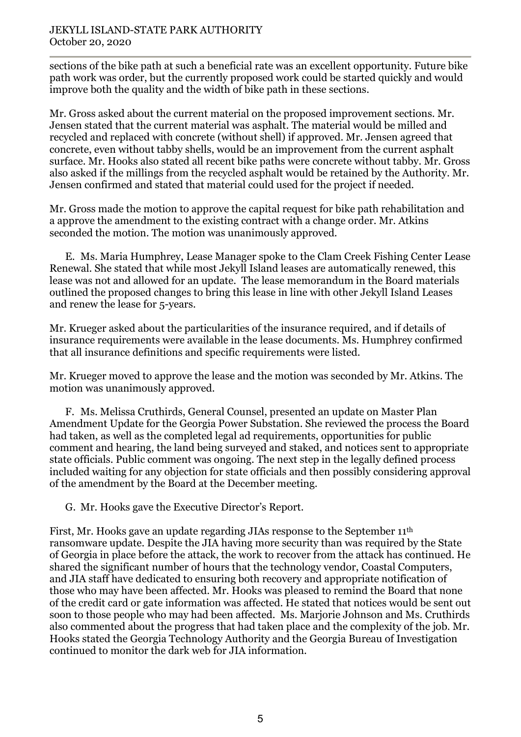sections of the bike path at such a beneficial rate was an excellent opportunity. Future bike path work was order, but the currently proposed work could be started quickly and would improve both the quality and the width of bike path in these sections.

Mr. Gross asked about the current material on the proposed improvement sections. Mr. Jensen stated that the current material was asphalt. The material would be milled and recycled and replaced with concrete (without shell) if approved. Mr. Jensen agreed that concrete, even without tabby shells, would be an improvement from the current asphalt surface. Mr. Hooks also stated all recent bike paths were concrete without tabby. Mr. Gross also asked if the millings from the recycled asphalt would be retained by the Authority. Mr. Jensen confirmed and stated that material could used for the project if needed.

Mr. Gross made the motion to approve the capital request for bike path rehabilitation and a approve the amendment to the existing contract with a change order. Mr. Atkins seconded the motion. The motion was unanimously approved.

E. Ms. Maria Humphrey, Lease Manager spoke to the Clam Creek Fishing Center Lease Renewal. She stated that while most Jekyll Island leases are automatically renewed, this lease was not and allowed for an update. The lease memorandum in the Board materials outlined the proposed changes to bring this lease in line with other Jekyll Island Leases and renew the lease for 5-years.

Mr. Krueger asked about the particularities of the insurance required, and if details of insurance requirements were available in the lease documents. Ms. Humphrey confirmed that all insurance definitions and specific requirements were listed.

Mr. Krueger moved to approve the lease and the motion was seconded by Mr. Atkins. The motion was unanimously approved.

F. Ms. Melissa Cruthirds, General Counsel, presented an update on Master Plan Amendment Update for the Georgia Power Substation. She reviewed the process the Board had taken, as well as the completed legal ad requirements, opportunities for public comment and hearing, the land being surveyed and staked, and notices sent to appropriate state officials. Public comment was ongoing. The next step in the legally defined process included waiting for any objection for state officials and then possibly considering approval of the amendment by the Board at the December meeting.

G. Mr. Hooks gave the Executive Director's Report.

First, Mr. Hooks gave an update regarding JIAs response to the September 11th ransomware update. Despite the JIA having more security than was required by the State of Georgia in place before the attack, the work to recover from the attack has continued. He shared the significant number of hours that the technology vendor, Coastal Computers, and JIA staff have dedicated to ensuring both recovery and appropriate notification of those who may have been affected. Mr. Hooks was pleased to remind the Board that none of the credit card or gate information was affected. He stated that notices would be sent out soon to those people who may had been affected. Ms. Marjorie Johnson and Ms. Cruthirds also commented about the progress that had taken place and the complexity of the job. Mr. Hooks stated the Georgia Technology Authority and the Georgia Bureau of Investigation continued to monitor the dark web for JIA information.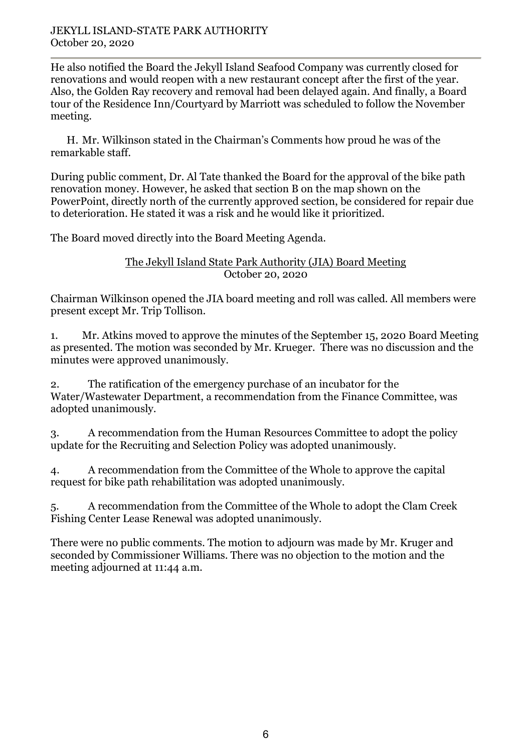He also notified the Board the Jekyll Island Seafood Company was currently closed for renovations and would reopen with a new restaurant concept after the first of the year. Also, the Golden Ray recovery and removal had been delayed again. And finally, a Board tour of the Residence Inn/Courtyard by Marriott was scheduled to follow the November meeting.

H. Mr. Wilkinson stated in the Chairman's Comments how proud he was of the remarkable staff.

During public comment, Dr. Al Tate thanked the Board for the approval of the bike path renovation money. However, he asked that section B on the map shown on the PowerPoint, directly north of the currently approved section, be considered for repair due to deterioration. He stated it was a risk and he would like it prioritized.

The Board moved directly into the Board Meeting Agenda.

<u>The Jekyll Island State Park Authority (JIA) Board Meeting</u>
October 20, 2020

Chairman Wilkinson opened the JIA board meeting and roll was called. All members were present except Mr. Trip Tollison.

1. Mr. Atkins moved to approve the minutes of the September 15, 2020 Board Meeting as presented. The motion was seconded by Mr. Krueger. There was no discussion and the minutes were approved unanimously.

2. The ratification of the emergency purchase of an incubator for the Water/Wastewater Department, a recommendation from the Finance Committee, was adopted unanimously.

3. A recommendation from the Human Resources Committee to adopt the policy update for the Recruiting and Selection Policy was adopted unanimously.

4. A recommendation from the Committee of the Whole to approve the capital request for bike path rehabilitation was adopted unanimously.

5. A recommendation from the Committee of the Whole to adopt the Clam Creek Fishing Center Lease Renewal was adopted unanimously.

There were no public comments. The motion to adjourn was made by Mr. Kruger and seconded by Commissioner Williams. There was no objection to the motion and the meeting adjourned at 11:44 a.m.